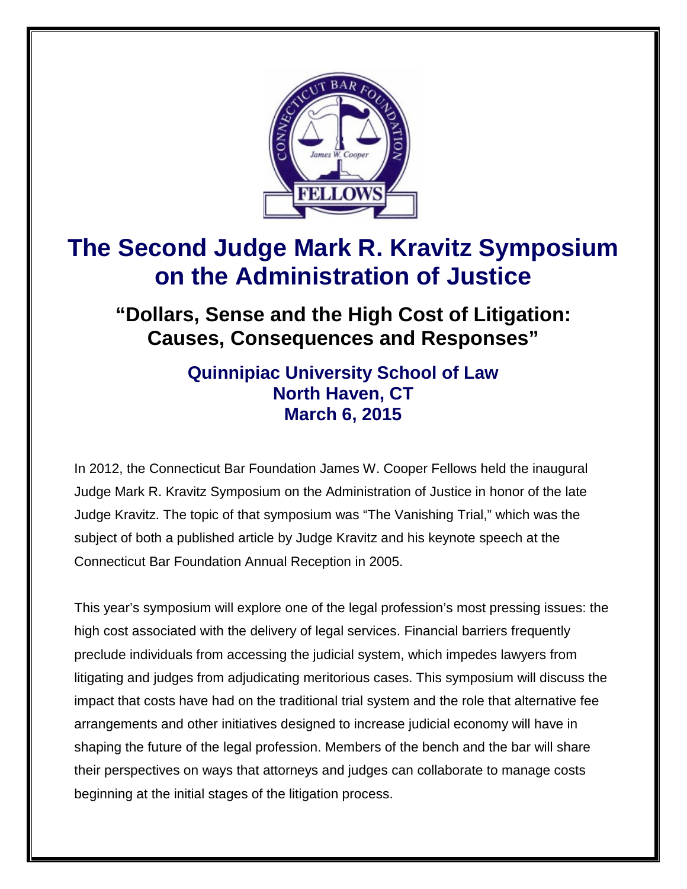# The Second Judge Mark R. Kravitz Symposium on the Administration of Justice

## "Dollars, Sense and the High Cost of Litigation: Causes, Consequences and Responses"

### Quinnipiac University School of Law
### North Haven, CT
### March 6, 2015

In 2012, the Connecticut Bar Foundation James W. Cooper Fellows held the inaugural Judge Mark R. Kravitz Symposium on the Administration of Justice in honor of the late Judge Kravitz. The topic of that symposium was "The Vanishing Trial," which was the subject of both a published article by Judge Kravitz and his keynote speech at the Connecticut Bar Foundation Annual Reception in 2005.

This year's symposium will explore one of the legal profession's most pressing issues: the high cost associated with the delivery of legal services. Financial barriers frequently preclude individuals from accessing the judicial system, which impedes lawyers from litigating and judges from adjudicating meritorious cases. This symposium will discuss the impact that costs have had on the traditional trial system and the role that alternative fee arrangements and other initiatives designed to increase judicial economy will have in shaping the future of the legal profession. Members of the bench and the bar will share their perspectives on ways that attorneys and judges can collaborate to manage costs beginning at the initial stages of the litigation process.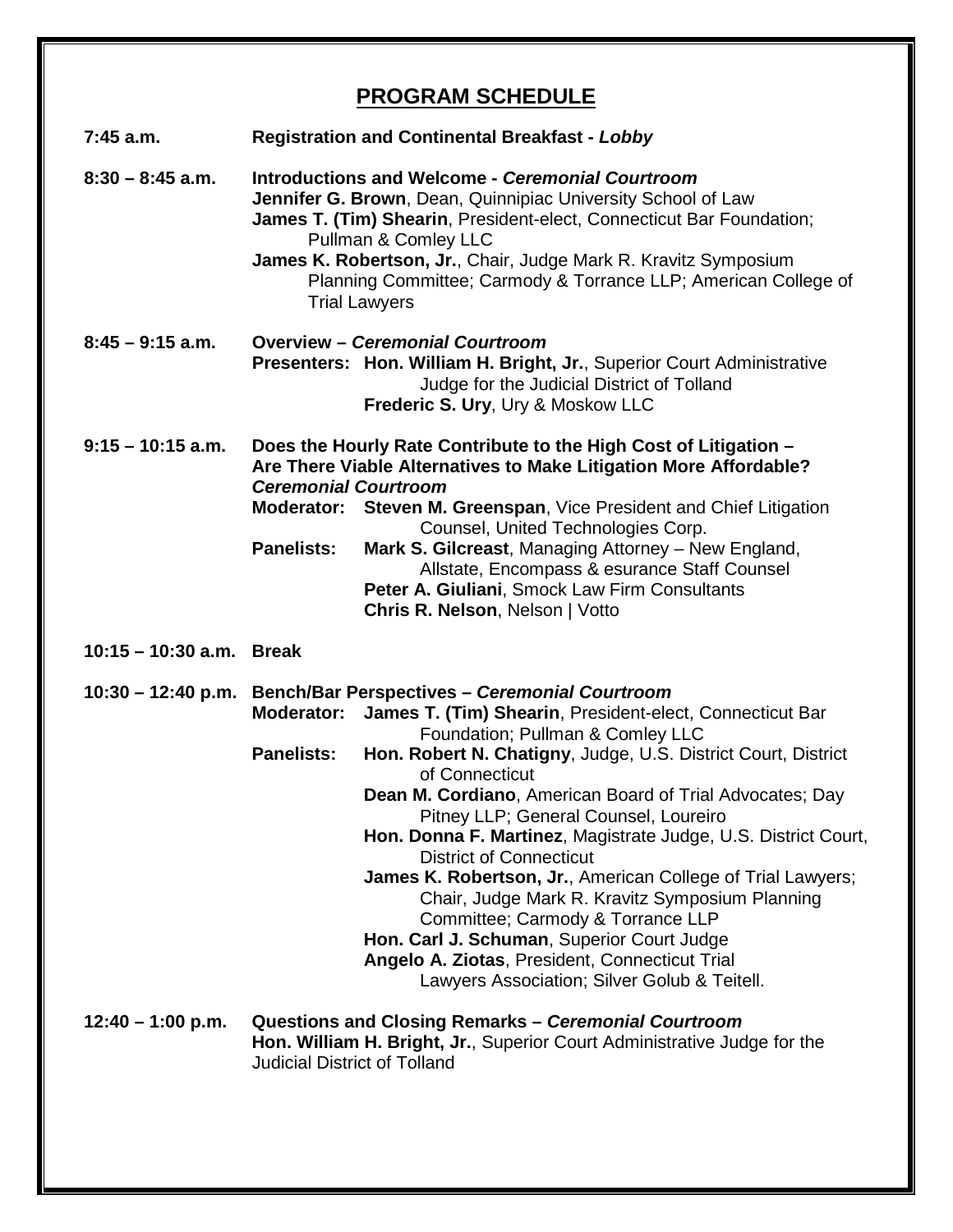## PROGRAM SCHEDULE

**7:45 a.m.** **Registration and Continental Breakfast - *Lobby***

**8:30 – 8:45 a.m.** **Introductions and Welcome - *Ceremonial Courtroom***

**Jennifer G. Brown**, Dean, Quinnipiac University School of Law

**James T. (Tim) Shearin**, President-elect, Connecticut Bar Foundation; Pullman & Comley LLC

**James K. Robertson, Jr.**, Chair, Judge Mark R. Kravitz Symposium Planning Committee; Carmody & Torrance LLP; American College of Trial Lawyers

**8:45 – 9:15 a.m.** **Overview – *Ceremonial Courtroom***

**Presenters:** **Hon. William H. Bright, Jr.**, Superior Court Administrative Judge for the Judicial District of Tolland

**Frederic S. Ury**, Ury & Moskow LLC

**9:15 – 10:15 a.m.** **Does the Hourly Rate Contribute to the High Cost of Litigation – Are There Viable Alternatives to Make Litigation More Affordable? *Ceremonial Courtroom***

**Moderator:** **Steven M. Greenspan**, Vice President and Chief Litigation Counsel, United Technologies Corp.

**Panelists:** **Mark S. Gilcreast**, Managing Attorney – New England, Allstate, Encompass & esurance Staff Counsel

**Peter A. Giuliani**, Smock Law Firm Consultants

**Chris R. Nelson**, Nelson | Votto

**10:15 – 10:30 a.m.** **Break**

**10:30 – 12:40 p.m.** **Bench/Bar Perspectives – *Ceremonial Courtroom***

**Moderator:** **James T. (Tim) Shearin**, President-elect, Connecticut Bar Foundation; Pullman & Comley LLC

**Panelists:** **Hon. Robert N. Chatigny**, Judge, U.S. District Court, District of Connecticut

**Dean M. Cordiano**, American Board of Trial Advocates; Day Pitney LLP; General Counsel, Loureiro

**Hon. Donna F. Martinez**, Magistrate Judge, U.S. District Court, District of Connecticut

**James K. Robertson, Jr.**, American College of Trial Lawyers; Chair, Judge Mark R. Kravitz Symposium Planning Committee; Carmody & Torrance LLP

**Hon. Carl J. Schuman**, Superior Court Judge

**Angelo A. Ziotas**, President, Connecticut Trial Lawyers Association; Silver Golub & Teitell.

**12:40 – 1:00 p.m.** **Questions and Closing Remarks – *Ceremonial Courtroom***

**Hon. William H. Bright, Jr.**, Superior Court Administrative Judge for the Judicial District of Tolland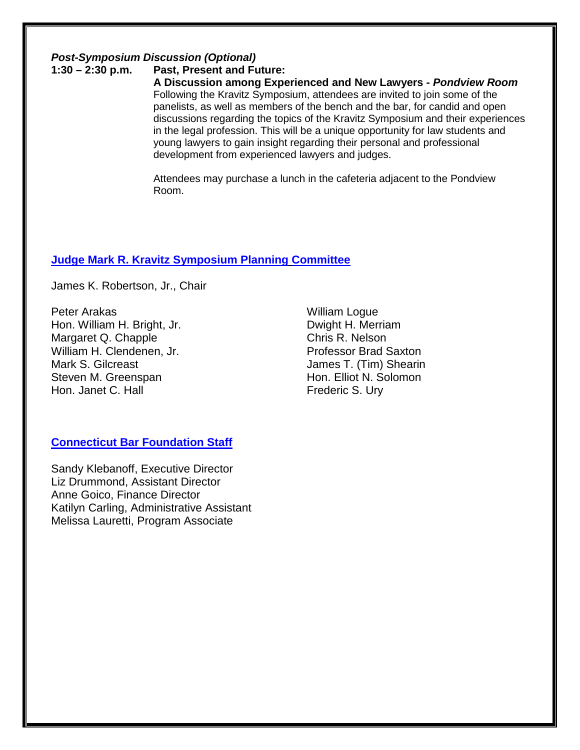***Post-Symposium Discussion (Optional)***

**1:30 – 2:30 p.m.** **Past, Present and Future:**
**A Discussion among Experienced and New Lawyers -** ***Pondview Room***

Following the Kravitz Symposium, attendees are invited to join some of the panelists, as well as members of the bench and the bar, for candid and open discussions regarding the topics of the Kravitz Symposium and their experiences in the legal profession. This will be a unique opportunity for law students and young lawyers to gain insight regarding their personal and professional development from experienced lawyers and judges.

Attendees may purchase a lunch in the cafeteria adjacent to the Pondview Room.

## Judge Mark R. Kravitz Symposium Planning Committee

James K. Robertson, Jr., Chair

Peter Arakas
Hon. William H. Bright, Jr.
Margaret Q. Chapple
William H. Clendenen, Jr.
Mark S. Gilcreast
Steven M. Greenspan
Hon. Janet C. Hall
William Logue
Dwight H. Merriam
Chris R. Nelson
Professor Brad Saxton
James T. (Tim) Shearin
Hon. Elliot N. Solomon
Frederic S. Ury

## Connecticut Bar Foundation Staff

Sandy Klebanoff, Executive Director
Liz Drummond, Assistant Director
Anne Goico, Finance Director
Katilyn Carling, Administrative Assistant
Melissa Lauretti, Program Associate